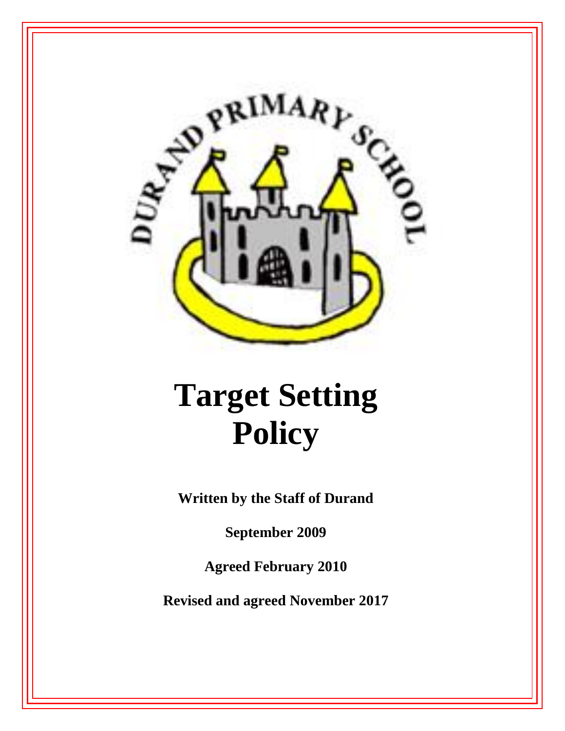DURAND PRIMARY SCHOOL

# Target Setting Policy

**Written by the Staff of Durand**

**September 2009**

**Agreed February 2010**

**Revised and agreed November 2017**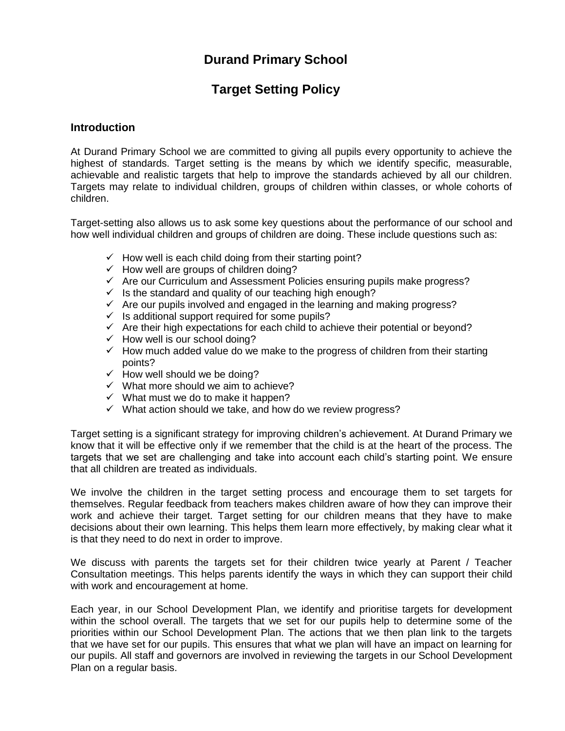# Durand Primary School

# Target Setting Policy

## Introduction

At Durand Primary School we are committed to giving all pupils every opportunity to achieve the highest of standards. Target setting is the means by which we identify specific, measurable, achievable and realistic targets that help to improve the standards achieved by all our children. Targets may relate to individual children, groups of children within classes, or whole cohorts of children.

Target-setting also allows us to ask some key questions about the performance of our school and how well individual children and groups of children are doing. These include questions such as:

- ✓ How well is each child doing from their starting point?
- ✓ How well are groups of children doing?
- ✓ Are our Curriculum and Assessment Policies ensuring pupils make progress?
- ✓ Is the standard and quality of our teaching high enough?
- ✓ Are our pupils involved and engaged in the learning and making progress?
- ✓ Is additional support required for some pupils?
- ✓ Are their high expectations for each child to achieve their potential or beyond?
- ✓ How well is our school doing?
- ✓ How much added value do we make to the progress of children from their starting points?
- ✓ How well should we be doing?
- ✓ What more should we aim to achieve?
- ✓ What must we do to make it happen?
- ✓ What action should we take, and how do we review progress?

Target setting is a significant strategy for improving children's achievement. At Durand Primary we know that it will be effective only if we remember that the child is at the heart of the process. The targets that we set are challenging and take into account each child's starting point. We ensure that all children are treated as individuals.

We involve the children in the target setting process and encourage them to set targets for themselves. Regular feedback from teachers makes children aware of how they can improve their work and achieve their target. Target setting for our children means that they have to make decisions about their own learning. This helps them learn more effectively, by making clear what it is that they need to do next in order to improve.

We discuss with parents the targets set for their children twice yearly at Parent / Teacher Consultation meetings. This helps parents identify the ways in which they can support their child with work and encouragement at home.

Each year, in our School Development Plan, we identify and prioritise targets for development within the school overall. The targets that we set for our pupils help to determine some of the priorities within our School Development Plan. The actions that we then plan link to the targets that we have set for our pupils. This ensures that what we plan will have an impact on learning for our pupils. All staff and governors are involved in reviewing the targets in our School Development Plan on a regular basis.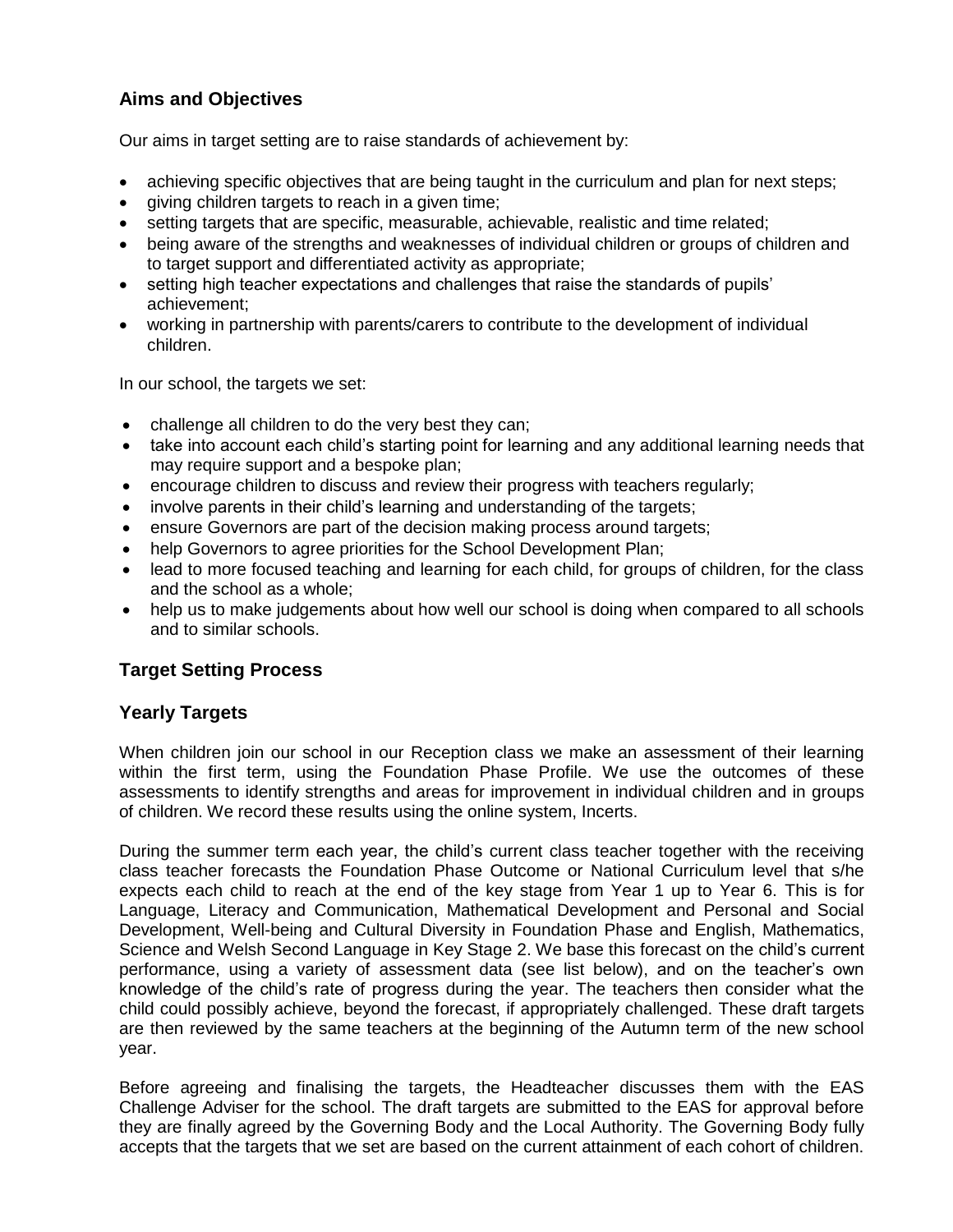## Aims and Objectives

Our aims in target setting are to raise standards of achievement by:

- achieving specific objectives that are being taught in the curriculum and plan for next steps;
- giving children targets to reach in a given time;
- setting targets that are specific, measurable, achievable, realistic and time related;
- being aware of the strengths and weaknesses of individual children or groups of children and to target support and differentiated activity as appropriate;
- setting high teacher expectations and challenges that raise the standards of pupils' achievement;
- working in partnership with parents/carers to contribute to the development of individual children.

In our school, the targets we set:

- challenge all children to do the very best they can;
- take into account each child's starting point for learning and any additional learning needs that may require support and a bespoke plan;
- encourage children to discuss and review their progress with teachers regularly;
- involve parents in their child's learning and understanding of the targets;
- ensure Governors are part of the decision making process around targets;
- help Governors to agree priorities for the School Development Plan;
- lead to more focused teaching and learning for each child, for groups of children, for the class and the school as a whole;
- help us to make judgements about how well our school is doing when compared to all schools and to similar schools.

## Target Setting Process

## Yearly Targets

When children join our school in our Reception class we make an assessment of their learning within the first term, using the Foundation Phase Profile. We use the outcomes of these assessments to identify strengths and areas for improvement in individual children and in groups of children. We record these results using the online system, Incerts.

During the summer term each year, the child's current class teacher together with the receiving class teacher forecasts the Foundation Phase Outcome or National Curriculum level that s/he expects each child to reach at the end of the key stage from Year 1 up to Year 6. This is for Language, Literacy and Communication, Mathematical Development and Personal and Social Development, Well-being and Cultural Diversity in Foundation Phase and English, Mathematics, Science and Welsh Second Language in Key Stage 2. We base this forecast on the child's current performance, using a variety of assessment data (see list below), and on the teacher's own knowledge of the child's rate of progress during the year. The teachers then consider what the child could possibly achieve, beyond the forecast, if appropriately challenged. These draft targets are then reviewed by the same teachers at the beginning of the Autumn term of the new school year.

Before agreeing and finalising the targets, the Headteacher discusses them with the EAS Challenge Adviser for the school. The draft targets are submitted to the EAS for approval before they are finally agreed by the Governing Body and the Local Authority. The Governing Body fully accepts that the targets that we set are based on the current attainment of each cohort of children.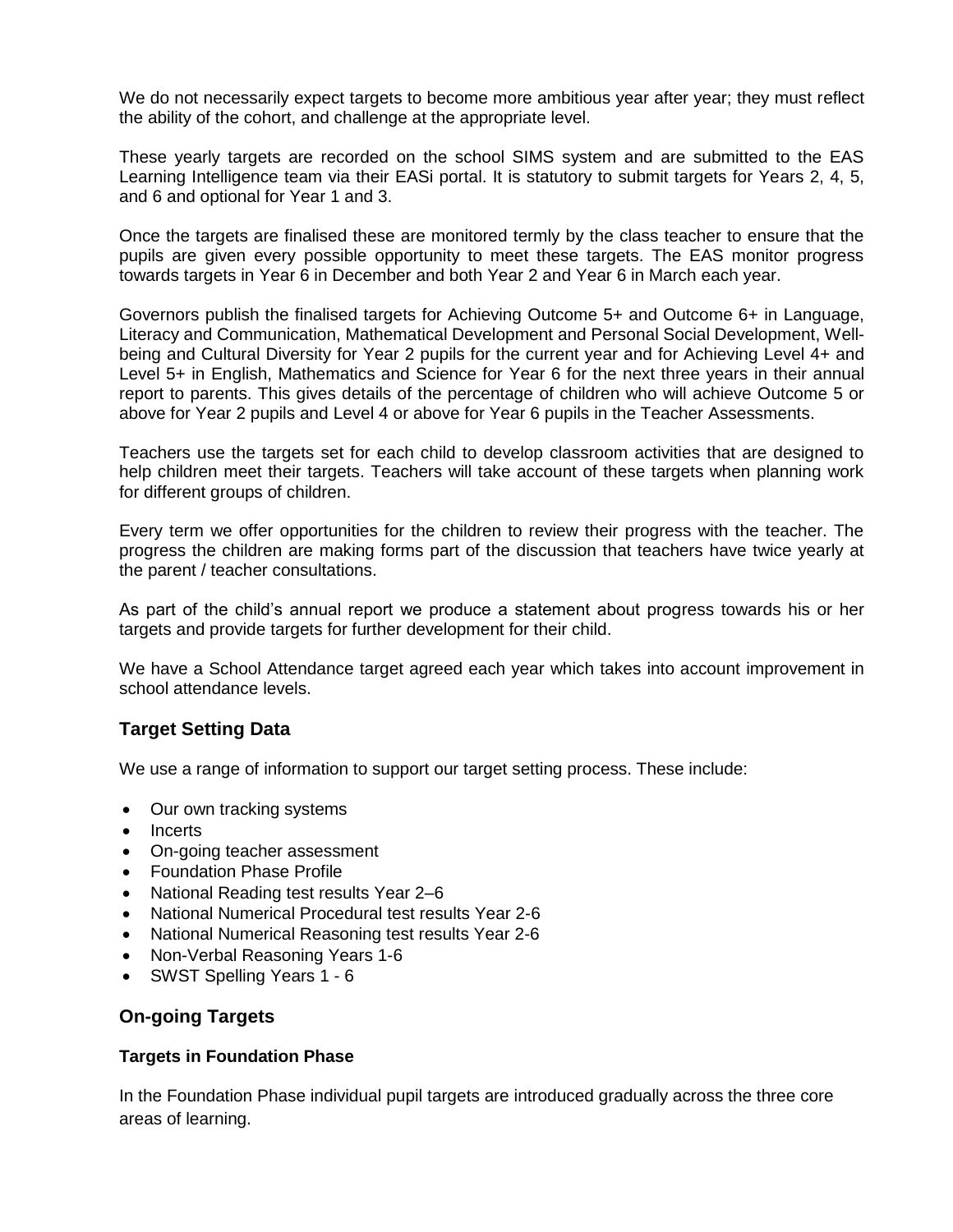We do not necessarily expect targets to become more ambitious year after year; they must reflect the ability of the cohort, and challenge at the appropriate level.

These yearly targets are recorded on the school SIMS system and are submitted to the EAS Learning Intelligence team via their EASi portal. It is statutory to submit targets for Years 2, 4, 5, and 6 and optional for Year 1 and 3.

Once the targets are finalised these are monitored termly by the class teacher to ensure that the pupils are given every possible opportunity to meet these targets. The EAS monitor progress towards targets in Year 6 in December and both Year 2 and Year 6 in March each year.

Governors publish the finalised targets for Achieving Outcome 5+ and Outcome 6+ in Language, Literacy and Communication, Mathematical Development and Personal Social Development, Well-being and Cultural Diversity for Year 2 pupils for the current year and for Achieving Level 4+ and Level 5+ in English, Mathematics and Science for Year 6 for the next three years in their annual report to parents. This gives details of the percentage of children who will achieve Outcome 5 or above for Year 2 pupils and Level 4 or above for Year 6 pupils in the Teacher Assessments.

Teachers use the targets set for each child to develop classroom activities that are designed to help children meet their targets. Teachers will take account of these targets when planning work for different groups of children.

Every term we offer opportunities for the children to review their progress with the teacher. The progress the children are making forms part of the discussion that teachers have twice yearly at the parent / teacher consultations.

As part of the child's annual report we produce a statement about progress towards his or her targets and provide targets for further development for their child.

We have a School Attendance target agreed each year which takes into account improvement in school attendance levels.

## Target Setting Data

We use a range of information to support our target setting process. These include:

- Our own tracking systems
- Incerts
- On-going teacher assessment
- Foundation Phase Profile
- National Reading test results Year 2–6
- National Numerical Procedural test results Year 2-6
- National Numerical Reasoning test results Year 2-6
- Non-Verbal Reasoning Years 1-6
- SWST Spelling Years 1 - 6

## On-going Targets

### Targets in Foundation Phase

In the Foundation Phase individual pupil targets are introduced gradually across the three core areas of learning.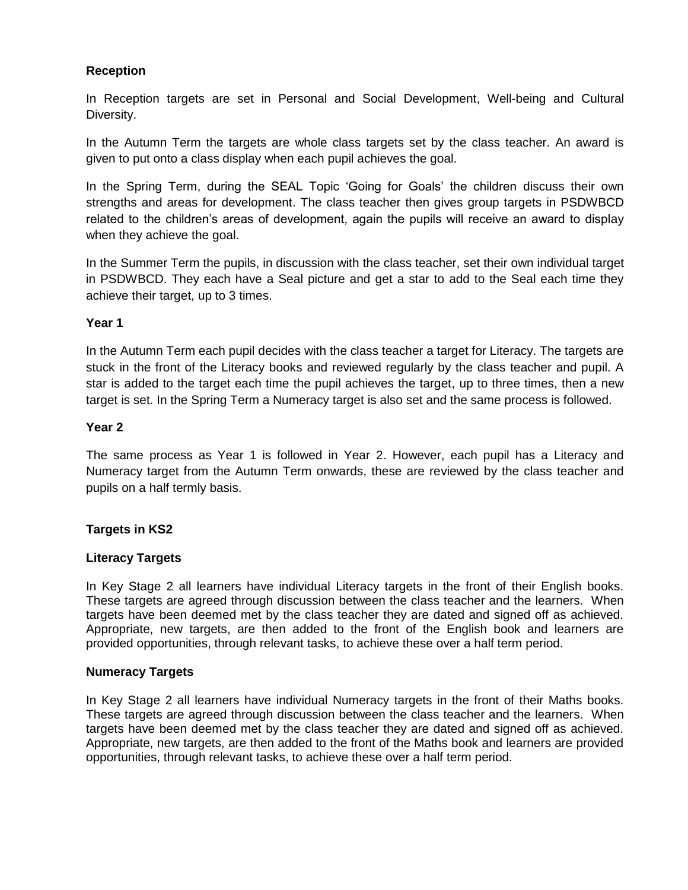**Reception**

In Reception targets are set in Personal and Social Development, Well-being and Cultural Diversity.

In the Autumn Term the targets are whole class targets set by the class teacher. An award is given to put onto a class display when each pupil achieves the goal.

In the Spring Term, during the SEAL Topic 'Going for Goals' the children discuss their own strengths and areas for development. The class teacher then gives group targets in PSDWBCD related to the children's areas of development, again the pupils will receive an award to display when they achieve the goal.

In the Summer Term the pupils, in discussion with the class teacher, set their own individual target in PSDWBCD. They each have a Seal picture and get a star to add to the Seal each time they achieve their target, up to 3 times.

**Year 1**

In the Autumn Term each pupil decides with the class teacher a target for Literacy. The targets are stuck in the front of the Literacy books and reviewed regularly by the class teacher and pupil. A star is added to the target each time the pupil achieves the target, up to three times, then a new target is set. In the Spring Term a Numeracy target is also set and the same process is followed.

**Year 2**

The same process as Year 1 is followed in Year 2. However, each pupil has a Literacy and Numeracy target from the Autumn Term onwards, these are reviewed by the class teacher and pupils on a half termly basis.

**Targets in KS2**

**Literacy Targets**

In Key Stage 2 all learners have individual Literacy targets in the front of their English books. These targets are agreed through discussion between the class teacher and the learners. When targets have been deemed met by the class teacher they are dated and signed off as achieved. Appropriate, new targets, are then added to the front of the English book and learners are provided opportunities, through relevant tasks, to achieve these over a half term period.

**Numeracy Targets**

In Key Stage 2 all learners have individual Numeracy targets in the front of their Maths books. These targets are agreed through discussion between the class teacher and the learners. When targets have been deemed met by the class teacher they are dated and signed off as achieved. Appropriate, new targets, are then added to the front of the Maths book and learners are provided opportunities, through relevant tasks, to achieve these over a half term period.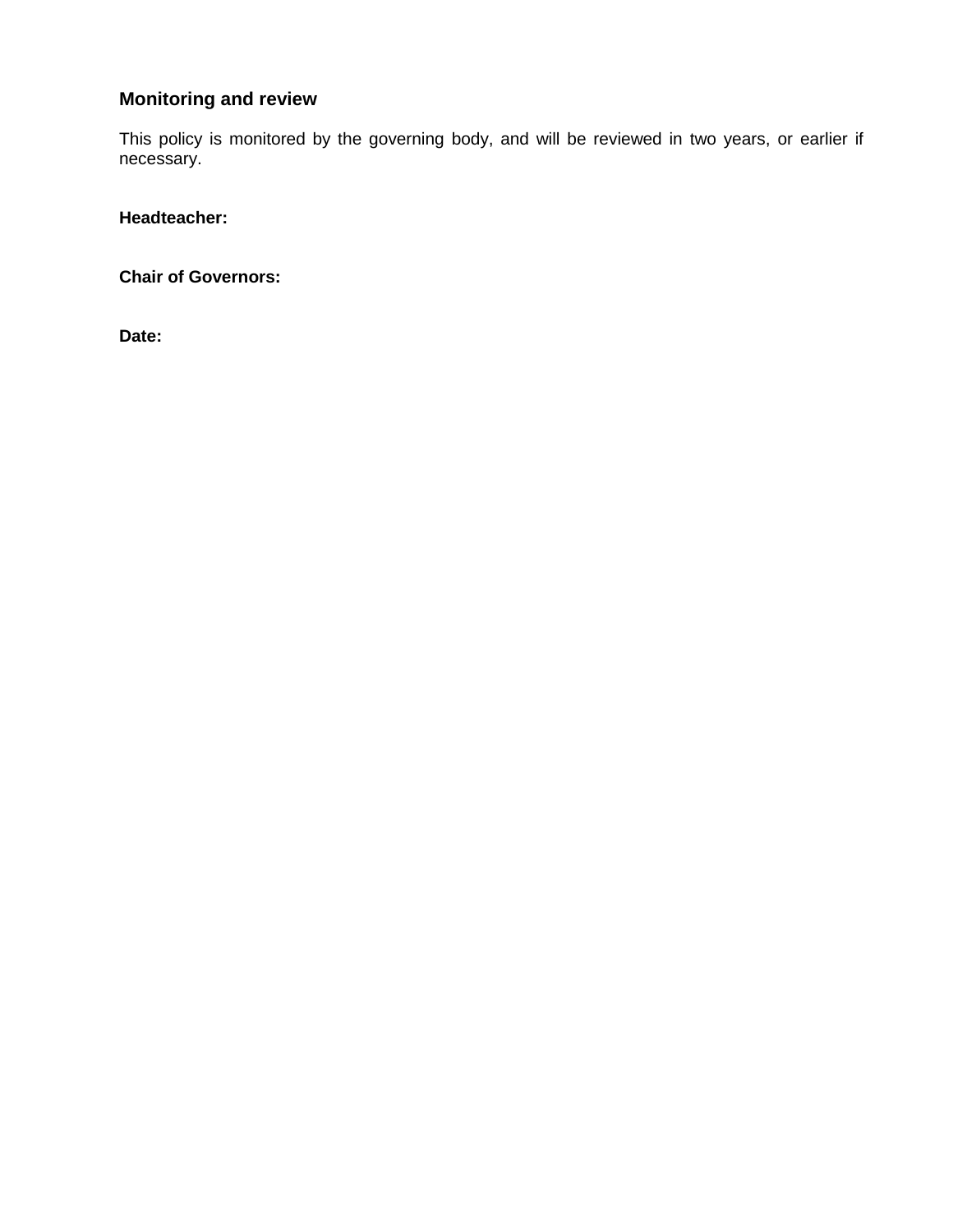## Monitoring and review

This policy is monitored by the governing body, and will be reviewed in two years, or earlier if necessary.

**Headteacher:**

**Chair of Governors:**

**Date:**